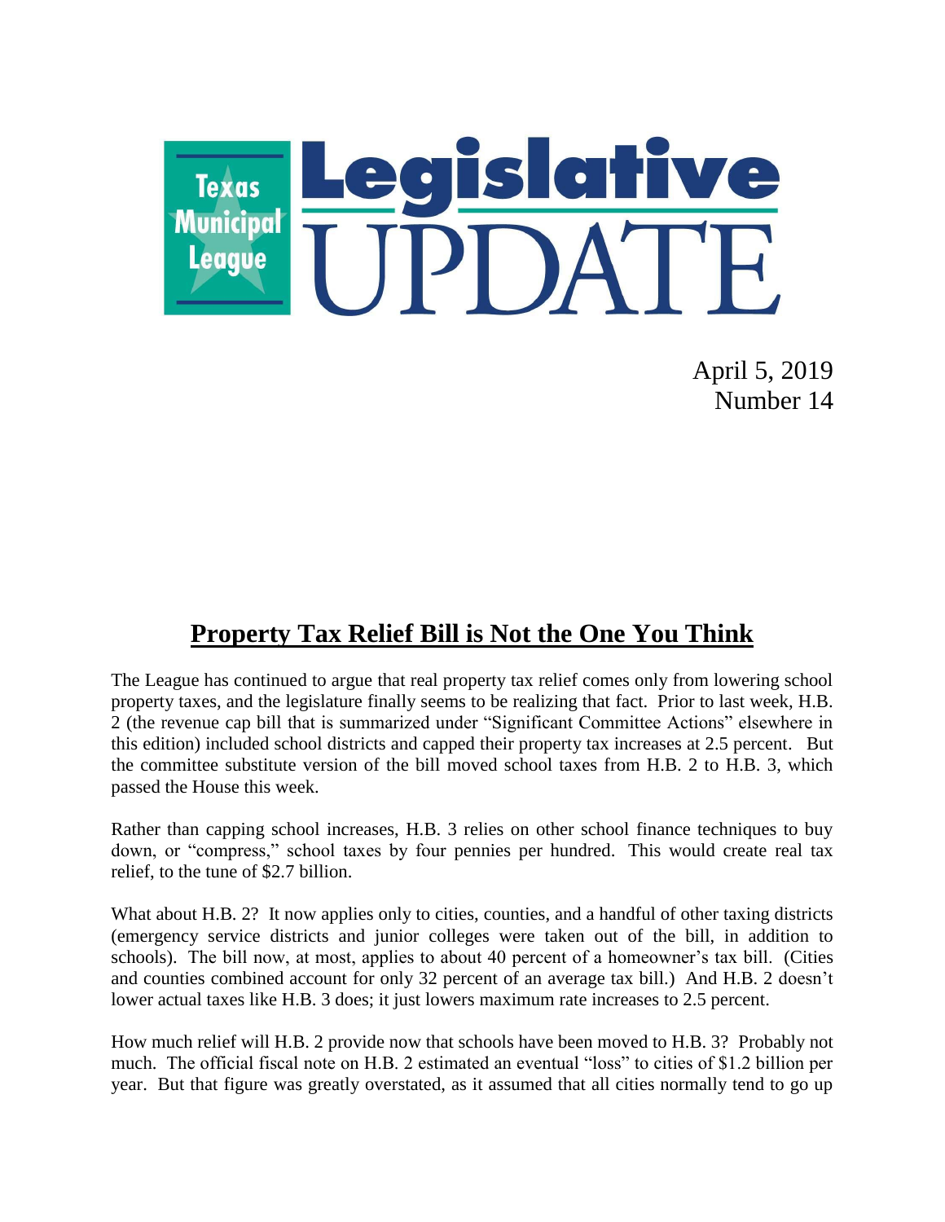# Texas Municipal League Legislative UPDATE

April 5, 2019
Number 14

## Property Tax Relief Bill is Not the One You Think

The League has continued to argue that real property tax relief comes only from lowering school property taxes, and the legislature finally seems to be realizing that fact. Prior to last week, H.B. 2 (the revenue cap bill that is summarized under "Significant Committee Actions" elsewhere in this edition) included school districts and capped their property tax increases at 2.5 percent. But the committee substitute version of the bill moved school taxes from H.B. 2 to H.B. 3, which passed the House this week.

Rather than capping school increases, H.B. 3 relies on other school finance techniques to buy down, or "compress," school taxes by four pennies per hundred. This would create real tax relief, to the tune of $2.7 billion.

What about H.B. 2? It now applies only to cities, counties, and a handful of other taxing districts (emergency service districts and junior colleges were taken out of the bill, in addition to schools). The bill now, at most, applies to about 40 percent of a homeowner's tax bill. (Cities and counties combined account for only 32 percent of an average tax bill.) And H.B. 2 doesn't lower actual taxes like H.B. 3 does; it just lowers maximum rate increases to 2.5 percent.

How much relief will H.B. 2 provide now that schools have been moved to H.B. 3? Probably not much. The official fiscal note on H.B. 2 estimated an eventual "loss" to cities of $1.2 billion per year. But that figure was greatly overstated, as it assumed that all cities normally tend to go up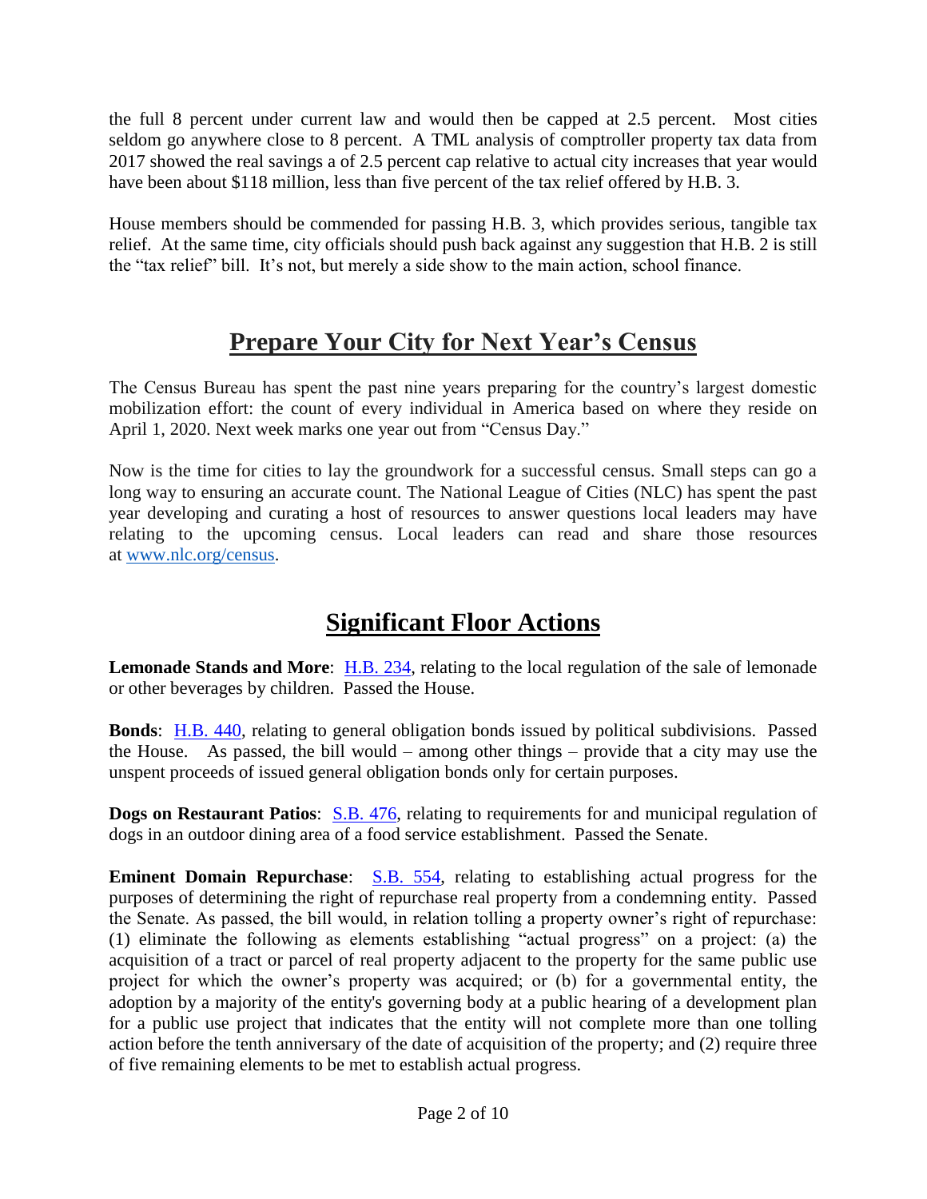the full 8 percent under current law and would then be capped at 2.5 percent. Most cities seldom go anywhere close to 8 percent. A TML analysis of comptroller property tax data from 2017 showed the real savings a of 2.5 percent cap relative to actual city increases that year would have been about $118 million, less than five percent of the tax relief offered by H.B. 3.

House members should be commended for passing H.B. 3, which provides serious, tangible tax relief. At the same time, city officials should push back against any suggestion that H.B. 2 is still the "tax relief" bill. It's not, but merely a side show to the main action, school finance.

## Prepare Your City for Next Year's Census

The Census Bureau has spent the past nine years preparing for the country's largest domestic mobilization effort: the count of every individual in America based on where they reside on April 1, 2020. Next week marks one year out from "Census Day."

Now is the time for cities to lay the groundwork for a successful census. Small steps can go a long way to ensuring an accurate count. The National League of Cities (NLC) has spent the past year developing and curating a host of resources to answer questions local leaders may have relating to the upcoming census. Local leaders can read and share those resources at www.nlc.org/census.

## Significant Floor Actions

**Lemonade Stands and More**: H.B. 234, relating to the local regulation of the sale of lemonade or other beverages by children. Passed the House.

**Bonds**: H.B. 440, relating to general obligation bonds issued by political subdivisions. Passed the House. As passed, the bill would – among other things – provide that a city may use the unspent proceeds of issued general obligation bonds only for certain purposes.

**Dogs on Restaurant Patios**: S.B. 476, relating to requirements for and municipal regulation of dogs in an outdoor dining area of a food service establishment. Passed the Senate.

**Eminent Domain Repurchase**: S.B. 554, relating to establishing actual progress for the purposes of determining the right of repurchase real property from a condemning entity. Passed the Senate. As passed, the bill would, in relation tolling a property owner's right of repurchase: (1) eliminate the following as elements establishing "actual progress" on a project: (a) the acquisition of a tract or parcel of real property adjacent to the property for the same public use project for which the owner's property was acquired; or (b) for a governmental entity, the adoption by a majority of the entity's governing body at a public hearing of a development plan for a public use project that indicates that the entity will not complete more than one tolling action before the tenth anniversary of the date of acquisition of the property; and (2) require three of five remaining elements to be met to establish actual progress.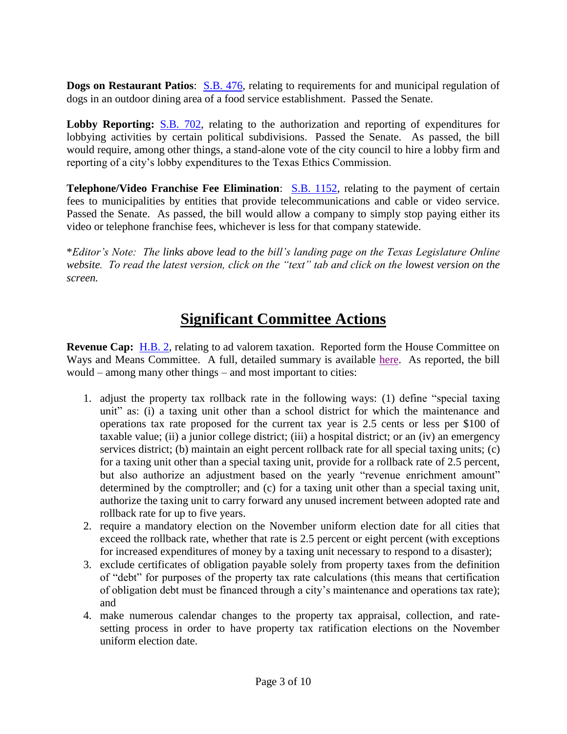**Dogs on Restaurant Patios**: [S.B. 476](), relating to requirements for and municipal regulation of dogs in an outdoor dining area of a food service establishment. Passed the Senate.

**Lobby Reporting:** [S.B. 702](), relating to the authorization and reporting of expenditures for lobbying activities by certain political subdivisions. Passed the Senate. As passed, the bill would require, among other things, a stand-alone vote of the city council to hire a lobby firm and reporting of a city's lobby expenditures to the Texas Ethics Commission.

**Telephone/Video Franchise Fee Elimination**: [S.B. 1152](), relating to the payment of certain fees to municipalities by entities that provide telecommunications and cable or video service. Passed the Senate. As passed, the bill would allow a company to simply stop paying either its video or telephone franchise fees, whichever is less for that company statewide.

\**Editor's Note: The links above lead to the bill's landing page on the Texas Legislature Online website. To read the latest version, click on the "text" tab and click on the lowest version on the screen.*

## Significant Committee Actions

**Revenue Cap:** [H.B. 2](), relating to ad valorem taxation. Reported form the House Committee on Ways and Means Committee. A full, detailed summary is available [here](). As reported, the bill would – among many other things – and most important to cities:

1. adjust the property tax rollback rate in the following ways: (1) define "special taxing unit" as: (i) a taxing unit other than a school district for which the maintenance and operations tax rate proposed for the current tax year is 2.5 cents or less per $100 of taxable value; (ii) a junior college district; (iii) a hospital district; or an (iv) an emergency services district; (b) maintain an eight percent rollback rate for all special taxing units; (c) for a taxing unit other than a special taxing unit, provide for a rollback rate of 2.5 percent, but also authorize an adjustment based on the yearly "revenue enrichment amount" determined by the comptroller; and (c) for a taxing unit other than a special taxing unit, authorize the taxing unit to carry forward any unused increment between adopted rate and rollback rate for up to five years.
2. require a mandatory election on the November uniform election date for all cities that exceed the rollback rate, whether that rate is 2.5 percent or eight percent (with exceptions for increased expenditures of money by a taxing unit necessary to respond to a disaster);
3. exclude certificates of obligation payable solely from property taxes from the definition of "debt" for purposes of the property tax rate calculations (this means that certification of obligation debt must be financed through a city's maintenance and operations tax rate); and
4. make numerous calendar changes to the property tax appraisal, collection, and rate-setting process in order to have property tax ratification elections on the November uniform election date.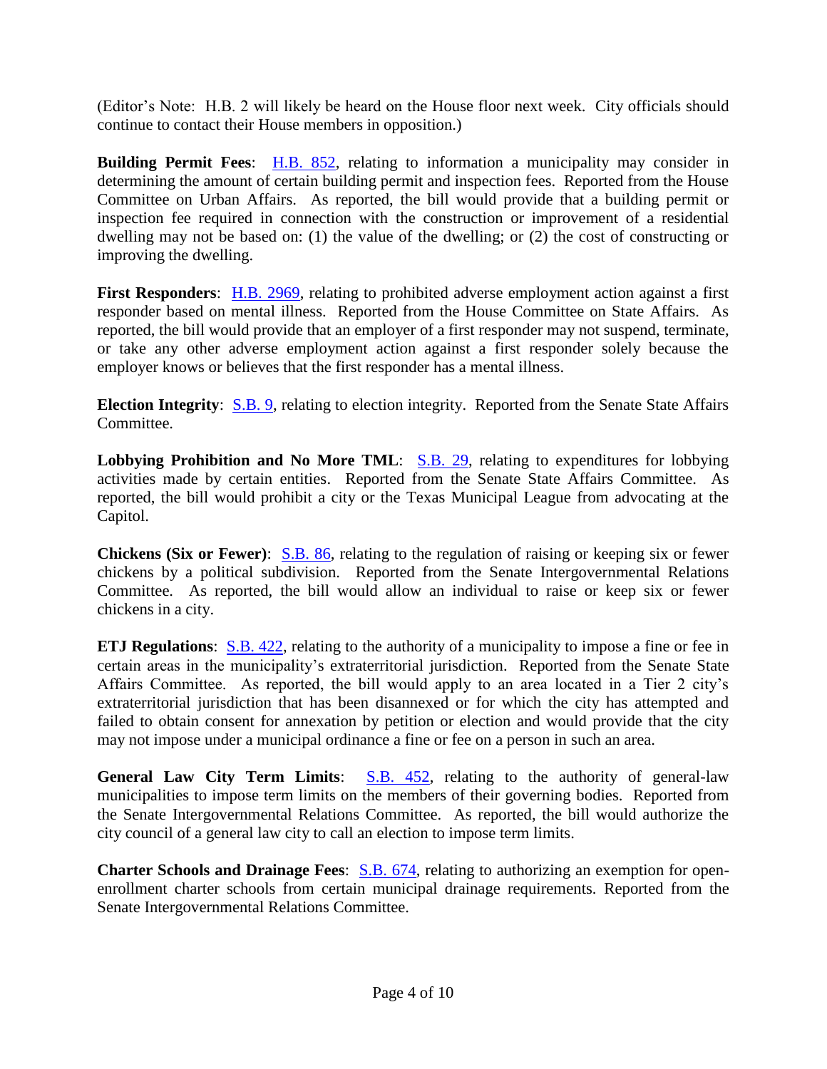(Editor's Note: H.B. 2 will likely be heard on the House floor next week. City officials should continue to contact their House members in opposition.)

**Building Permit Fees**: H.B. 852, relating to information a municipality may consider in determining the amount of certain building permit and inspection fees. Reported from the House Committee on Urban Affairs. As reported, the bill would provide that a building permit or inspection fee required in connection with the construction or improvement of a residential dwelling may not be based on: (1) the value of the dwelling; or (2) the cost of constructing or improving the dwelling.

**First Responders**: H.B. 2969, relating to prohibited adverse employment action against a first responder based on mental illness. Reported from the House Committee on State Affairs. As reported, the bill would provide that an employer of a first responder may not suspend, terminate, or take any other adverse employment action against a first responder solely because the employer knows or believes that the first responder has a mental illness.

**Election Integrity**: S.B. 9, relating to election integrity. Reported from the Senate State Affairs Committee.

**Lobbying Prohibition and No More TML**: S.B. 29, relating to expenditures for lobbying activities made by certain entities. Reported from the Senate State Affairs Committee. As reported, the bill would prohibit a city or the Texas Municipal League from advocating at the Capitol.

**Chickens (Six or Fewer)**: S.B. 86, relating to the regulation of raising or keeping six or fewer chickens by a political subdivision. Reported from the Senate Intergovernmental Relations Committee. As reported, the bill would allow an individual to raise or keep six or fewer chickens in a city.

**ETJ Regulations**: S.B. 422, relating to the authority of a municipality to impose a fine or fee in certain areas in the municipality's extraterritorial jurisdiction. Reported from the Senate State Affairs Committee. As reported, the bill would apply to an area located in a Tier 2 city's extraterritorial jurisdiction that has been disannexed or for which the city has attempted and failed to obtain consent for annexation by petition or election and would provide that the city may not impose under a municipal ordinance a fine or fee on a person in such an area.

**General Law City Term Limits**: S.B. 452, relating to the authority of general-law municipalities to impose term limits on the members of their governing bodies. Reported from the Senate Intergovernmental Relations Committee. As reported, the bill would authorize the city council of a general law city to call an election to impose term limits.

**Charter Schools and Drainage Fees**: S.B. 674, relating to authorizing an exemption for open-enrollment charter schools from certain municipal drainage requirements. Reported from the Senate Intergovernmental Relations Committee.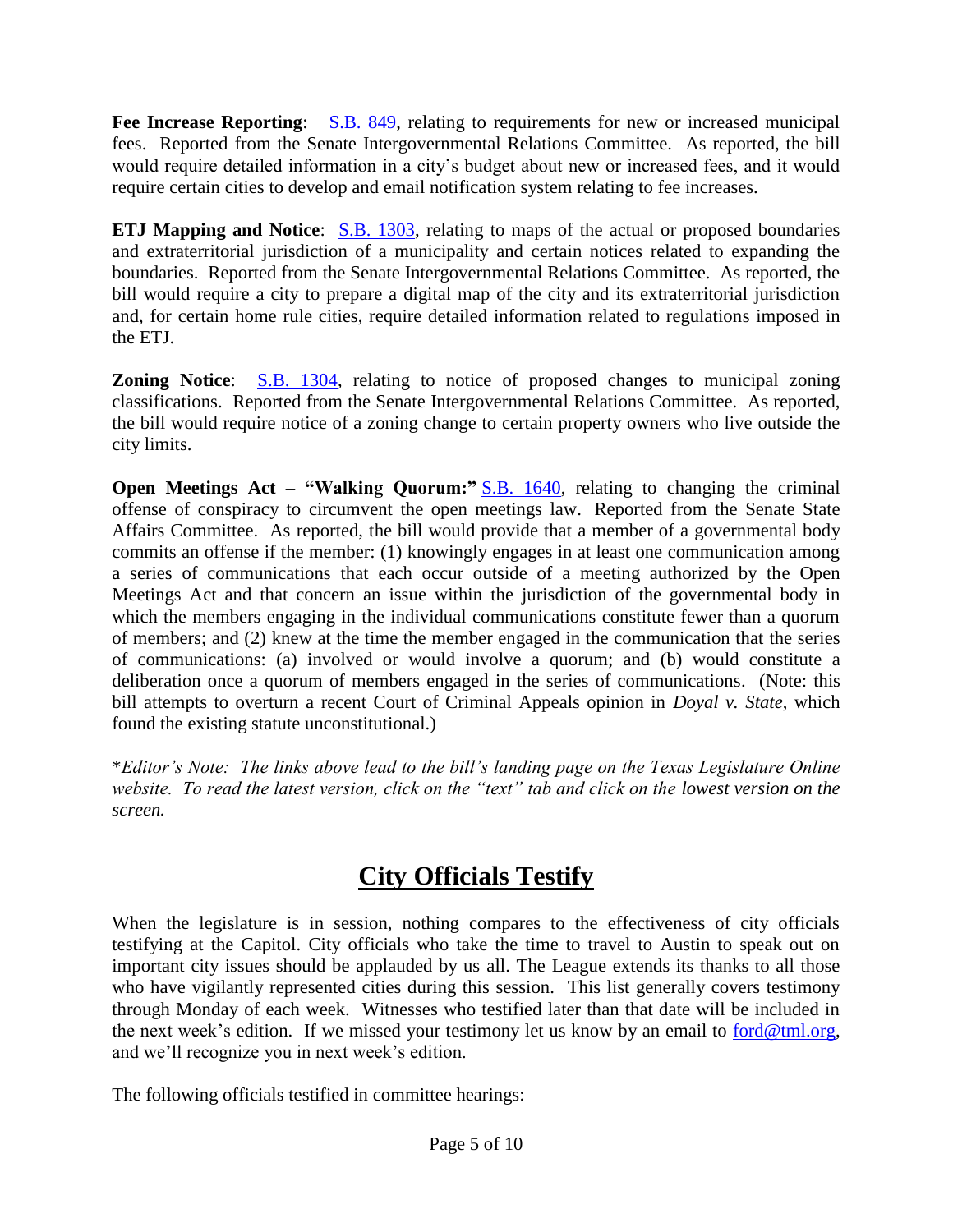**Fee Increase Reporting**: S.B. 849, relating to requirements for new or increased municipal fees. Reported from the Senate Intergovernmental Relations Committee. As reported, the bill would require detailed information in a city's budget about new or increased fees, and it would require certain cities to develop and email notification system relating to fee increases.

**ETJ Mapping and Notice**: S.B. 1303, relating to maps of the actual or proposed boundaries and extraterritorial jurisdiction of a municipality and certain notices related to expanding the boundaries. Reported from the Senate Intergovernmental Relations Committee. As reported, the bill would require a city to prepare a digital map of the city and its extraterritorial jurisdiction and, for certain home rule cities, require detailed information related to regulations imposed in the ETJ.

**Zoning Notice**: S.B. 1304, relating to notice of proposed changes to municipal zoning classifications. Reported from the Senate Intergovernmental Relations Committee. As reported, the bill would require notice of a zoning change to certain property owners who live outside the city limits.

**Open Meetings Act – "Walking Quorum:"** S.B. 1640, relating to changing the criminal offense of conspiracy to circumvent the open meetings law. Reported from the Senate State Affairs Committee. As reported, the bill would provide that a member of a governmental body commits an offense if the member: (1) knowingly engages in at least one communication among a series of communications that each occur outside of a meeting authorized by the Open Meetings Act and that concern an issue within the jurisdiction of the governmental body in which the members engaging in the individual communications constitute fewer than a quorum of members; and (2) knew at the time the member engaged in the communication that the series of communications: (a) involved or would involve a quorum; and (b) would constitute a deliberation once a quorum of members engaged in the series of communications. (Note: this bill attempts to overturn a recent Court of Criminal Appeals opinion in *Doyal v. State*, which found the existing statute unconstitutional.)

\**Editor's Note: The links above lead to the bill's landing page on the Texas Legislature Online website. To read the latest version, click on the "text" tab and click on the lowest version on the screen.*

## City Officials Testify

When the legislature is in session, nothing compares to the effectiveness of city officials testifying at the Capitol. City officials who take the time to travel to Austin to speak out on important city issues should be applauded by us all. The League extends its thanks to all those who have vigilantly represented cities during this session. This list generally covers testimony through Monday of each week. Witnesses who testified later than that date will be included in the next week's edition. If we missed your testimony let us know by an email to ford@tml.org, and we'll recognize you in next week's edition.

The following officials testified in committee hearings: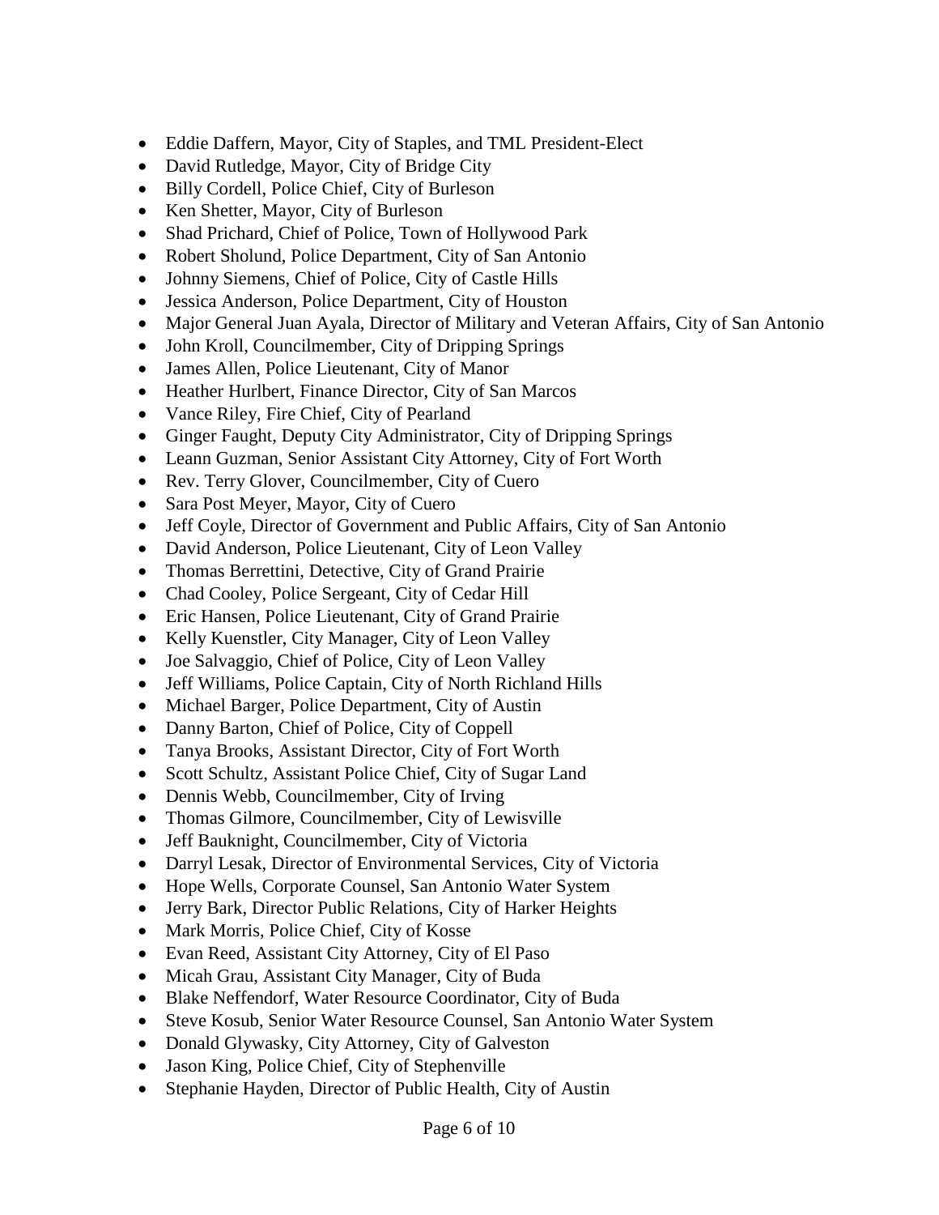- Eddie Daffern, Mayor, City of Staples, and TML President-Elect
- David Rutledge, Mayor, City of Bridge City
- Billy Cordell, Police Chief, City of Burleson
- Ken Shetter, Mayor, City of Burleson
- Shad Prichard, Chief of Police, Town of Hollywood Park
- Robert Sholund, Police Department, City of San Antonio
- Johnny Siemens, Chief of Police, City of Castle Hills
- Jessica Anderson, Police Department, City of Houston
- Major General Juan Ayala, Director of Military and Veteran Affairs, City of San Antonio
- John Kroll, Councilmember, City of Dripping Springs
- James Allen, Police Lieutenant, City of Manor
- Heather Hurlbert, Finance Director, City of San Marcos
- Vance Riley, Fire Chief, City of Pearland
- Ginger Faught, Deputy City Administrator, City of Dripping Springs
- Leann Guzman, Senior Assistant City Attorney, City of Fort Worth
- Rev. Terry Glover, Councilmember, City of Cuero
- Sara Post Meyer, Mayor, City of Cuero
- Jeff Coyle, Director of Government and Public Affairs, City of San Antonio
- David Anderson, Police Lieutenant, City of Leon Valley
- Thomas Berrettini, Detective, City of Grand Prairie
- Chad Cooley, Police Sergeant, City of Cedar Hill
- Eric Hansen, Police Lieutenant, City of Grand Prairie
- Kelly Kuenstler, City Manager, City of Leon Valley
- Joe Salvaggio, Chief of Police, City of Leon Valley
- Jeff Williams, Police Captain, City of North Richland Hills
- Michael Barger, Police Department, City of Austin
- Danny Barton, Chief of Police, City of Coppell
- Tanya Brooks, Assistant Director, City of Fort Worth
- Scott Schultz, Assistant Police Chief, City of Sugar Land
- Dennis Webb, Councilmember, City of Irving
- Thomas Gilmore, Councilmember, City of Lewisville
- Jeff Bauknight, Councilmember, City of Victoria
- Darryl Lesak, Director of Environmental Services, City of Victoria
- Hope Wells, Corporate Counsel, San Antonio Water System
- Jerry Bark, Director Public Relations, City of Harker Heights
- Mark Morris, Police Chief, City of Kosse
- Evan Reed, Assistant City Attorney, City of El Paso
- Micah Grau, Assistant City Manager, City of Buda
- Blake Neffendorf, Water Resource Coordinator, City of Buda
- Steve Kosub, Senior Water Resource Counsel, San Antonio Water System
- Donald Glywasky, City Attorney, City of Galveston
- Jason King, Police Chief, City of Stephenville
- Stephanie Hayden, Director of Public Health, City of Austin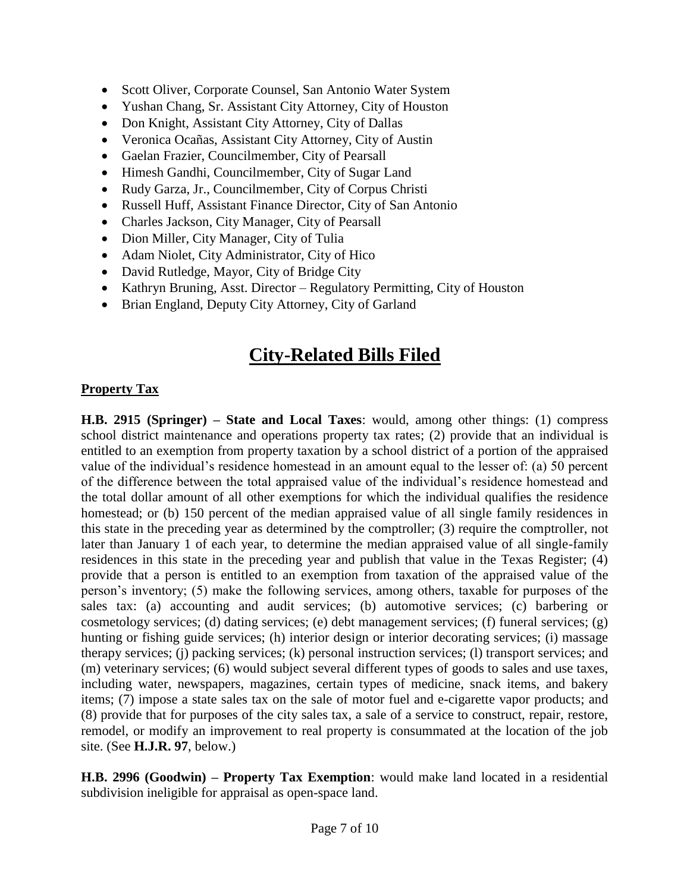- Scott Oliver, Corporate Counsel, San Antonio Water System
- Yushan Chang, Sr. Assistant City Attorney, City of Houston
- Don Knight, Assistant City Attorney, City of Dallas
- Veronica Ocañas, Assistant City Attorney, City of Austin
- Gaelan Frazier, Councilmember, City of Pearsall
- Himesh Gandhi, Councilmember, City of Sugar Land
- Rudy Garza, Jr., Councilmember, City of Corpus Christi
- Russell Huff, Assistant Finance Director, City of San Antonio
- Charles Jackson, City Manager, City of Pearsall
- Dion Miller, City Manager, City of Tulia
- Adam Niolet, City Administrator, City of Hico
- David Rutledge, Mayor, City of Bridge City
- Kathryn Bruning, Asst. Director – Regulatory Permitting, City of Houston
- Brian England, Deputy City Attorney, City of Garland

# City-Related Bills Filed

## Property Tax

**H.B. 2915 (Springer) – State and Local Taxes**: would, among other things: (1) compress school district maintenance and operations property tax rates; (2) provide that an individual is entitled to an exemption from property taxation by a school district of a portion of the appraised value of the individual's residence homestead in an amount equal to the lesser of: (a) 50 percent of the difference between the total appraised value of the individual's residence homestead and the total dollar amount of all other exemptions for which the individual qualifies the residence homestead; or (b) 150 percent of the median appraised value of all single family residences in this state in the preceding year as determined by the comptroller; (3) require the comptroller, not later than January 1 of each year, to determine the median appraised value of all single-family residences in this state in the preceding year and publish that value in the Texas Register; (4) provide that a person is entitled to an exemption from taxation of the appraised value of the person's inventory; (5) make the following services, among others, taxable for purposes of the sales tax: (a) accounting and audit services; (b) automotive services; (c) barbering or cosmetology services; (d) dating services; (e) debt management services; (f) funeral services; (g) hunting or fishing guide services; (h) interior design or interior decorating services; (i) massage therapy services; (j) packing services; (k) personal instruction services; (l) transport services; and (m) veterinary services; (6) would subject several different types of goods to sales and use taxes, including water, newspapers, magazines, certain types of medicine, snack items, and bakery items; (7) impose a state sales tax on the sale of motor fuel and e-cigarette vapor products; and (8) provide that for purposes of the city sales tax, a sale of a service to construct, repair, restore, remodel, or modify an improvement to real property is consummated at the location of the job site. (See **H.J.R. 97**, below.)

**H.B. 2996 (Goodwin) – Property Tax Exemption**: would make land located in a residential subdivision ineligible for appraisal as open-space land.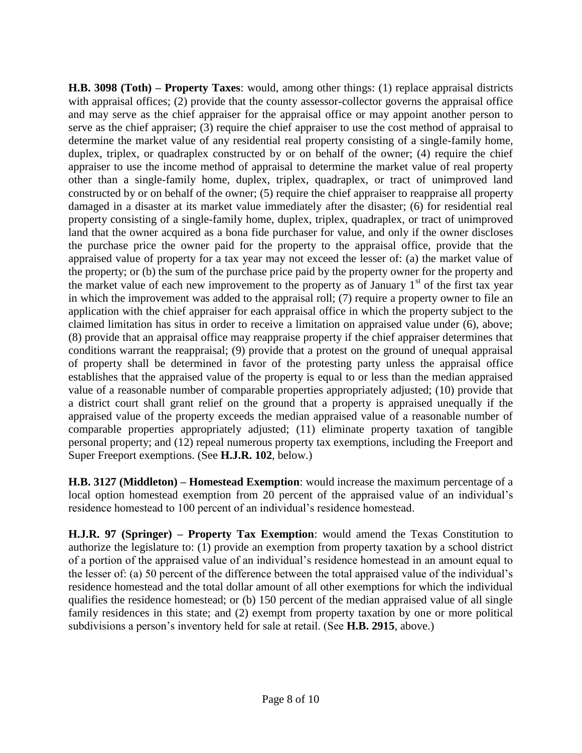**H.B. 3098 (Toth) – Property Taxes**: would, among other things: (1) replace appraisal districts with appraisal offices; (2) provide that the county assessor-collector governs the appraisal office and may serve as the chief appraiser for the appraisal office or may appoint another person to serve as the chief appraiser; (3) require the chief appraiser to use the cost method of appraisal to determine the market value of any residential real property consisting of a single-family home, duplex, triplex, or quadraplex constructed by or on behalf of the owner; (4) require the chief appraiser to use the income method of appraisal to determine the market value of real property other than a single-family home, duplex, triplex, quadraplex, or tract of unimproved land constructed by or on behalf of the owner; (5) require the chief appraiser to reappraise all property damaged in a disaster at its market value immediately after the disaster; (6) for residential real property consisting of a single-family home, duplex, triplex, quadraplex, or tract of unimproved land that the owner acquired as a bona fide purchaser for value, and only if the owner discloses the purchase price the owner paid for the property to the appraisal office, provide that the appraised value of property for a tax year may not exceed the lesser of: (a) the market value of the property; or (b) the sum of the purchase price paid by the property owner for the property and the market value of each new improvement to the property as of January 1st of the first tax year in which the improvement was added to the appraisal roll; (7) require a property owner to file an application with the chief appraiser for each appraisal office in which the property subject to the claimed limitation has situs in order to receive a limitation on appraised value under (6), above; (8) provide that an appraisal office may reappraise property if the chief appraiser determines that conditions warrant the reappraisal; (9) provide that a protest on the ground of unequal appraisal of property shall be determined in favor of the protesting party unless the appraisal office establishes that the appraised value of the property is equal to or less than the median appraised value of a reasonable number of comparable properties appropriately adjusted; (10) provide that a district court shall grant relief on the ground that a property is appraised unequally if the appraised value of the property exceeds the median appraised value of a reasonable number of comparable properties appropriately adjusted; (11) eliminate property taxation of tangible personal property; and (12) repeal numerous property tax exemptions, including the Freeport and Super Freeport exemptions. (See **H.J.R. 102**, below.)

**H.B. 3127 (Middleton) – Homestead Exemption**: would increase the maximum percentage of a local option homestead exemption from 20 percent of the appraised value of an individual's residence homestead to 100 percent of an individual's residence homestead.

**H.J.R. 97 (Springer) – Property Tax Exemption**: would amend the Texas Constitution to authorize the legislature to: (1) provide an exemption from property taxation by a school district of a portion of the appraised value of an individual's residence homestead in an amount equal to the lesser of: (a) 50 percent of the difference between the total appraised value of the individual's residence homestead and the total dollar amount of all other exemptions for which the individual qualifies the residence homestead; or (b) 150 percent of the median appraised value of all single family residences in this state; and (2) exempt from property taxation by one or more political subdivisions a person's inventory held for sale at retail. (See **H.B. 2915**, above.)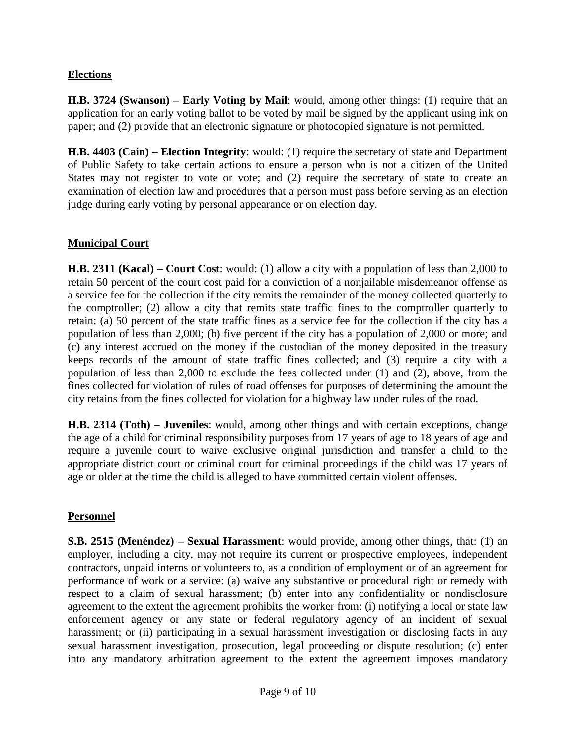## Elections

**H.B. 3724 (Swanson) – Early Voting by Mail**: would, among other things: (1) require that an application for an early voting ballot to be voted by mail be signed by the applicant using ink on paper; and (2) provide that an electronic signature or photocopied signature is not permitted.

**H.B. 4403 (Cain) – Election Integrity**: would: (1) require the secretary of state and Department of Public Safety to take certain actions to ensure a person who is not a citizen of the United States may not register to vote or vote; and (2) require the secretary of state to create an examination of election law and procedures that a person must pass before serving as an election judge during early voting by personal appearance or on election day.

## Municipal Court

**H.B. 2311 (Kacal) – Court Cost**: would: (1) allow a city with a population of less than 2,000 to retain 50 percent of the court cost paid for a conviction of a nonjailable misdemeanor offense as a service fee for the collection if the city remits the remainder of the money collected quarterly to the comptroller; (2) allow a city that remits state traffic fines to the comptroller quarterly to retain: (a) 50 percent of the state traffic fines as a service fee for the collection if the city has a population of less than 2,000; (b) five percent if the city has a population of 2,000 or more; and (c) any interest accrued on the money if the custodian of the money deposited in the treasury keeps records of the amount of state traffic fines collected; and (3) require a city with a population of less than 2,000 to exclude the fees collected under (1) and (2), above, from the fines collected for violation of rules of road offenses for purposes of determining the amount the city retains from the fines collected for violation for a highway law under rules of the road.

**H.B. 2314 (Toth) – Juveniles**: would, among other things and with certain exceptions, change the age of a child for criminal responsibility purposes from 17 years of age to 18 years of age and require a juvenile court to waive exclusive original jurisdiction and transfer a child to the appropriate district court or criminal court for criminal proceedings if the child was 17 years of age or older at the time the child is alleged to have committed certain violent offenses.

## Personnel

**S.B. 2515 (Menéndez) – Sexual Harassment**: would provide, among other things, that: (1) an employer, including a city, may not require its current or prospective employees, independent contractors, unpaid interns or volunteers to, as a condition of employment or of an agreement for performance of work or a service: (a) waive any substantive or procedural right or remedy with respect to a claim of sexual harassment; (b) enter into any confidentiality or nondisclosure agreement to the extent the agreement prohibits the worker from: (i) notifying a local or state law enforcement agency or any state or federal regulatory agency of an incident of sexual harassment; or (ii) participating in a sexual harassment investigation or disclosing facts in any sexual harassment investigation, prosecution, legal proceeding or dispute resolution; (c) enter into any mandatory arbitration agreement to the extent the agreement imposes mandatory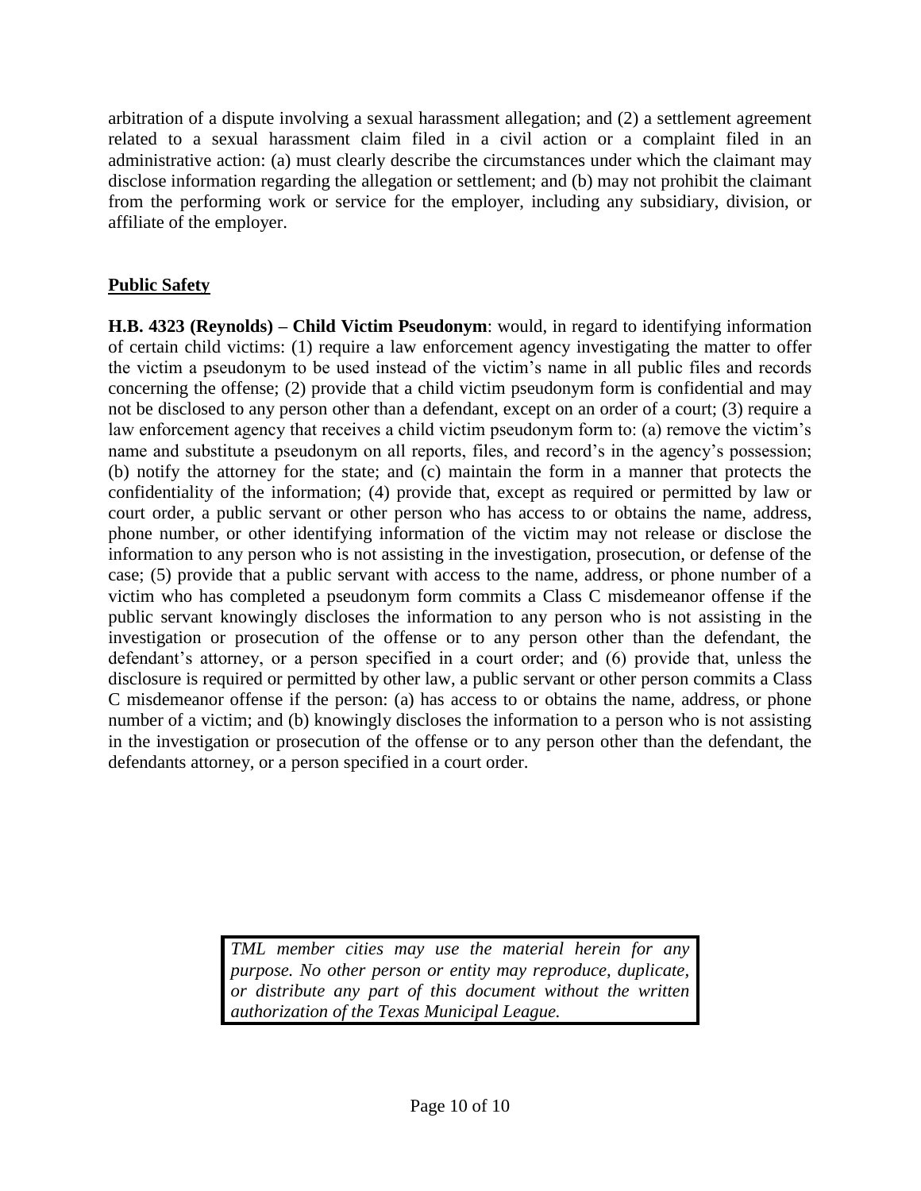arbitration of a dispute involving a sexual harassment allegation; and (2) a settlement agreement related to a sexual harassment claim filed in a civil action or a complaint filed in an administrative action: (a) must clearly describe the circumstances under which the claimant may disclose information regarding the allegation or settlement; and (b) may not prohibit the claimant from the performing work or service for the employer, including any subsidiary, division, or affiliate of the employer.

## Public Safety

**H.B. 4323 (Reynolds) – Child Victim Pseudonym**: would, in regard to identifying information of certain child victims: (1) require a law enforcement agency investigating the matter to offer the victim a pseudonym to be used instead of the victim's name in all public files and records concerning the offense; (2) provide that a child victim pseudonym form is confidential and may not be disclosed to any person other than a defendant, except on an order of a court; (3) require a law enforcement agency that receives a child victim pseudonym form to: (a) remove the victim's name and substitute a pseudonym on all reports, files, and record's in the agency's possession; (b) notify the attorney for the state; and (c) maintain the form in a manner that protects the confidentiality of the information; (4) provide that, except as required or permitted by law or court order, a public servant or other person who has access to or obtains the name, address, phone number, or other identifying information of the victim may not release or disclose the information to any person who is not assisting in the investigation, prosecution, or defense of the case; (5) provide that a public servant with access to the name, address, or phone number of a victim who has completed a pseudonym form commits a Class C misdemeanor offense if the public servant knowingly discloses the information to any person who is not assisting in the investigation or prosecution of the offense or to any person other than the defendant, the defendant's attorney, or a person specified in a court order; and (6) provide that, unless the disclosure is required or permitted by other law, a public servant or other person commits a Class C misdemeanor offense if the person: (a) has access to or obtains the name, address, or phone number of a victim; and (b) knowingly discloses the information to a person who is not assisting in the investigation or prosecution of the offense or to any person other than the defendant, the defendants attorney, or a person specified in a court order.

*TML member cities may use the material herein for any purpose. No other person or entity may reproduce, duplicate, or distribute any part of this document without the written authorization of the Texas Municipal League.*